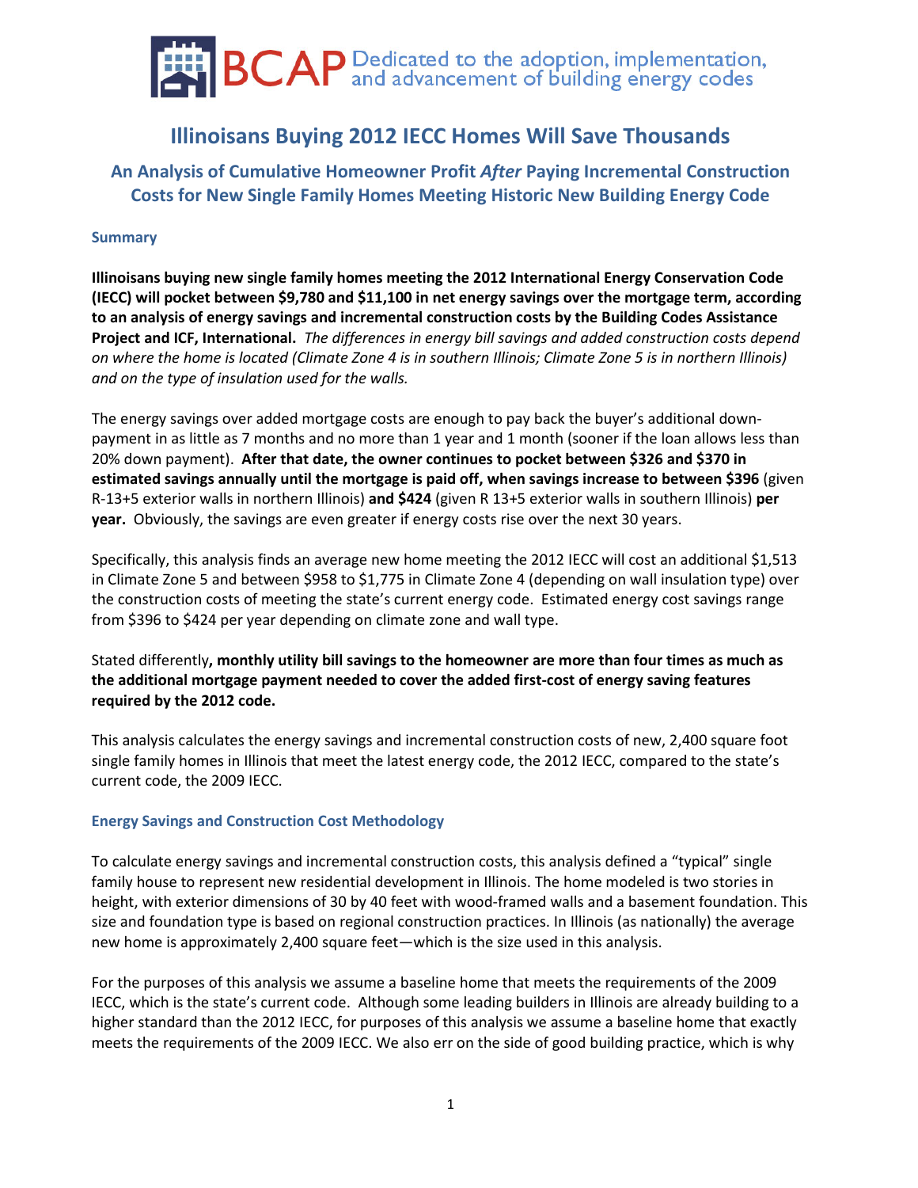BCAP Dedicated to the adoption, implementation, and advancement of building energy codes

# Illinoisans Buying 2012 IECC Homes Will Save Thousands

## An Analysis of Cumulative Homeowner Profit *After* Paying Incremental Construction Costs for New Single Family Homes Meeting Historic New Building Energy Code

### Summary

**Illinoisans buying new single family homes meeting the 2012 International Energy Conservation Code (IECC) will pocket between $9,780 and $11,100 in net energy savings over the mortgage term, according to an analysis of energy savings and incremental construction costs by the Building Codes Assistance Project and ICF, International.** *The differences in energy bill savings and added construction costs depend on where the home is located (Climate Zone 4 is in southern Illinois; Climate Zone 5 is in northern Illinois) and on the type of insulation used for the walls.*

The energy savings over added mortgage costs are enough to pay back the buyer's additional down-payment in as little as 7 months and no more than 1 year and 1 month (sooner if the loan allows less than 20% down payment). **After that date, the owner continues to pocket between $326 and $370 in estimated savings annually until the mortgage is paid off, when savings increase to between $396** (given R-13+5 exterior walls in northern Illinois) **and $424** (given R 13+5 exterior walls in southern Illinois) **per year.** Obviously, the savings are even greater if energy costs rise over the next 30 years.

Specifically, this analysis finds an average new home meeting the 2012 IECC will cost an additional $1,513 in Climate Zone 5 and between $958 to $1,775 in Climate Zone 4 (depending on wall insulation type) over the construction costs of meeting the state's current energy code. Estimated energy cost savings range from $396 to $424 per year depending on climate zone and wall type.

Stated differently**, monthly utility bill savings to the homeowner are more than four times as much as the additional mortgage payment needed to cover the added first-cost of energy saving features required by the 2012 code.**

This analysis calculates the energy savings and incremental construction costs of new, 2,400 square foot single family homes in Illinois that meet the latest energy code, the 2012 IECC, compared to the state's current code, the 2009 IECC.

### Energy Savings and Construction Cost Methodology

To calculate energy savings and incremental construction costs, this analysis defined a "typical" single family house to represent new residential development in Illinois. The home modeled is two stories in height, with exterior dimensions of 30 by 40 feet with wood-framed walls and a basement foundation. This size and foundation type is based on regional construction practices. In Illinois (as nationally) the average new home is approximately 2,400 square feet—which is the size used in this analysis.

For the purposes of this analysis we assume a baseline home that meets the requirements of the 2009 IECC, which is the state's current code. Although some leading builders in Illinois are already building to a higher standard than the 2012 IECC, for purposes of this analysis we assume a baseline home that exactly meets the requirements of the 2009 IECC. We also err on the side of good building practice, which is why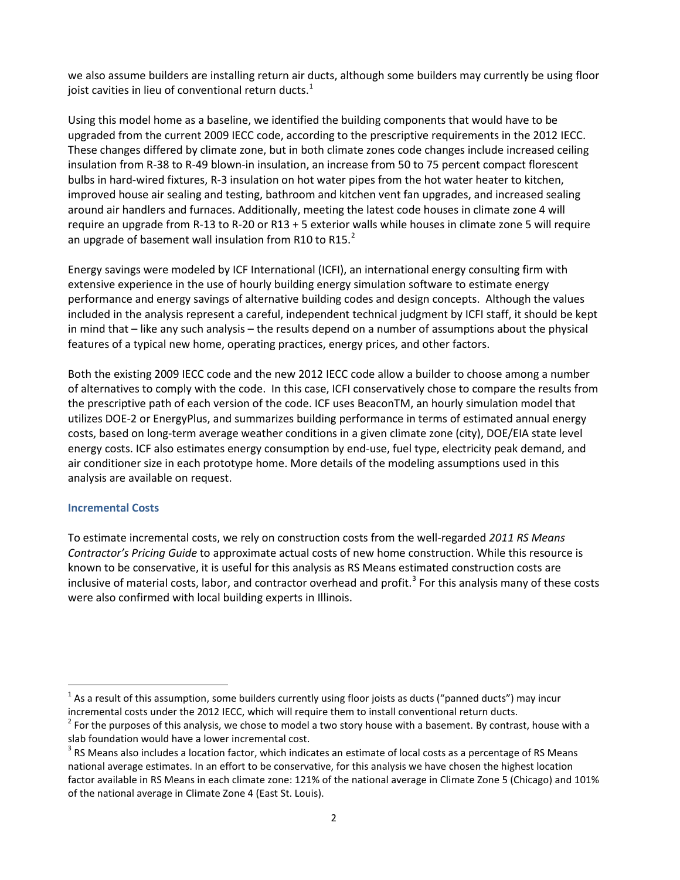we also assume builders are installing return air ducts, although some builders may currently be using floor joist cavities in lieu of conventional return ducts.[1]

Using this model home as a baseline, we identified the building components that would have to be upgraded from the current 2009 IECC code, according to the prescriptive requirements in the 2012 IECC. These changes differed by climate zone, but in both climate zones code changes include increased ceiling insulation from R-38 to R-49 blown-in insulation, an increase from 50 to 75 percent compact florescent bulbs in hard-wired fixtures, R-3 insulation on hot water pipes from the hot water heater to kitchen, improved house air sealing and testing, bathroom and kitchen vent fan upgrades, and increased sealing around air handlers and furnaces. Additionally, meeting the latest code houses in climate zone 4 will require an upgrade from R-13 to R-20 or R13 + 5 exterior walls while houses in climate zone 5 will require an upgrade of basement wall insulation from R10 to R15.[2]

Energy savings were modeled by ICF International (ICFI), an international energy consulting firm with extensive experience in the use of hourly building energy simulation software to estimate energy performance and energy savings of alternative building codes and design concepts. Although the values included in the analysis represent a careful, independent technical judgment by ICFI staff, it should be kept in mind that – like any such analysis – the results depend on a number of assumptions about the physical features of a typical new home, operating practices, energy prices, and other factors.

Both the existing 2009 IECC code and the new 2012 IECC code allow a builder to choose among a number of alternatives to comply with the code. In this case, ICFI conservatively chose to compare the results from the prescriptive path of each version of the code. ICF uses BeaconTM, an hourly simulation model that utilizes DOE-2 or EnergyPlus, and summarizes building performance in terms of estimated annual energy costs, based on long-term average weather conditions in a given climate zone (city), DOE/EIA state level energy costs. ICF also estimates energy consumption by end-use, fuel type, electricity peak demand, and air conditioner size in each prototype home. More details of the modeling assumptions used in this analysis are available on request.

### Incremental Costs

To estimate incremental costs, we rely on construction costs from the well-regarded *2011 RS Means Contractor's Pricing Guide* to approximate actual costs of new home construction. While this resource is known to be conservative, it is useful for this analysis as RS Means estimated construction costs are inclusive of material costs, labor, and contractor overhead and profit.[3] For this analysis many of these costs were also confirmed with local building experts in Illinois.

---

[1] As a result of this assumption, some builders currently using floor joists as ducts ("panned ducts") may incur incremental costs under the 2012 IECC, which will require them to install conventional return ducts.

[2] For the purposes of this analysis, we chose to model a two story house with a basement. By contrast, house with a slab foundation would have a lower incremental cost.

[3] RS Means also includes a location factor, which indicates an estimate of local costs as a percentage of RS Means national average estimates. In an effort to be conservative, for this analysis we have chosen the highest location factor available in RS Means in each climate zone: 121% of the national average in Climate Zone 5 (Chicago) and 101% of the national average in Climate Zone 4 (East St. Louis).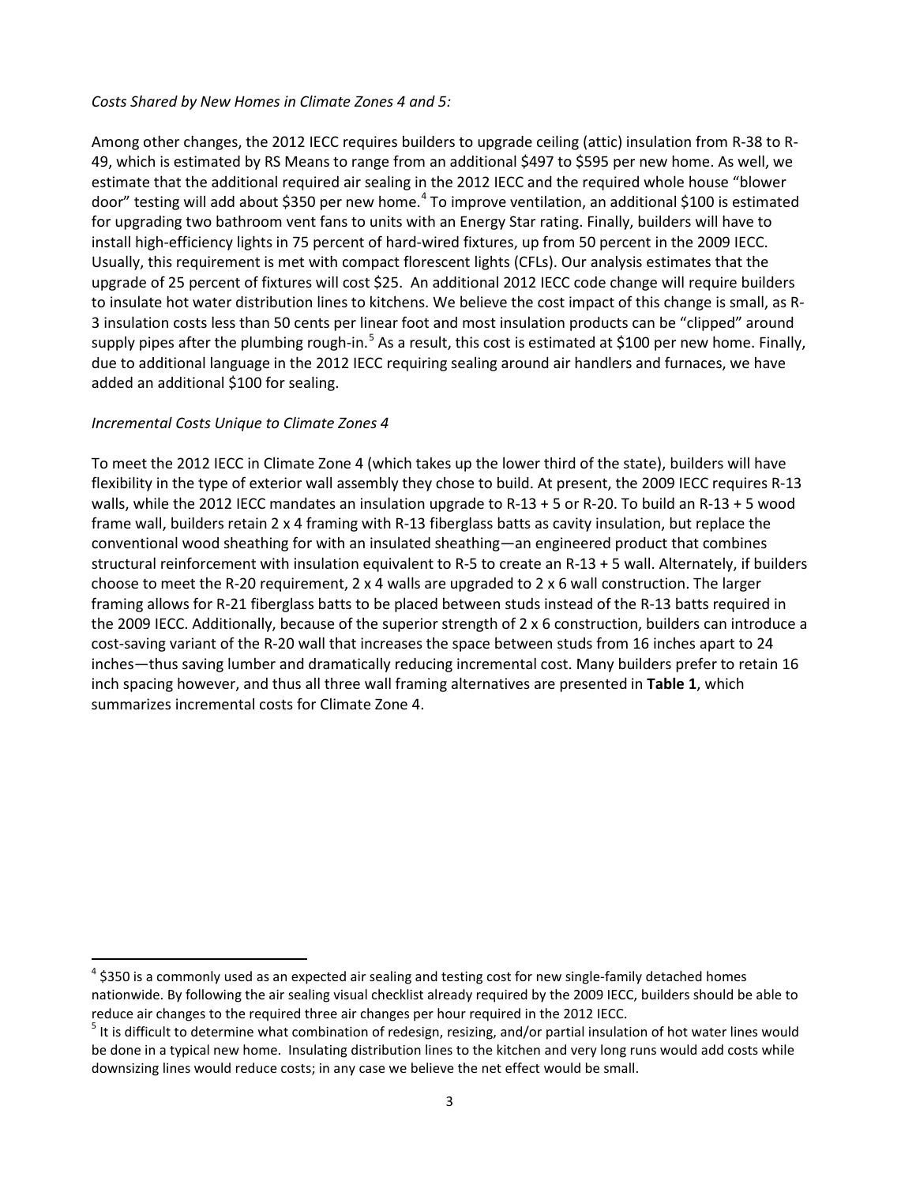*Costs Shared by New Homes in Climate Zones 4 and 5:*

Among other changes, the 2012 IECC requires builders to upgrade ceiling (attic) insulation from R-38 to R-49, which is estimated by RS Means to range from an additional $497 to $595 per new home. As well, we estimate that the additional required air sealing in the 2012 IECC and the required whole house "blower door" testing will add about $350 per new home.[4] To improve ventilation, an additional $100 is estimated for upgrading two bathroom vent fans to units with an Energy Star rating. Finally, builders will have to install high-efficiency lights in 75 percent of hard-wired fixtures, up from 50 percent in the 2009 IECC. Usually, this requirement is met with compact florescent lights (CFLs). Our analysis estimates that the upgrade of 25 percent of fixtures will cost $25. An additional 2012 IECC code change will require builders to insulate hot water distribution lines to kitchens. We believe the cost impact of this change is small, as R-3 insulation costs less than 50 cents per linear foot and most insulation products can be "clipped" around supply pipes after the plumbing rough-in.[5] As a result, this cost is estimated at $100 per new home. Finally, due to additional language in the 2012 IECC requiring sealing around air handlers and furnaces, we have added an additional $100 for sealing.

*Incremental Costs Unique to Climate Zones 4*

To meet the 2012 IECC in Climate Zone 4 (which takes up the lower third of the state), builders will have flexibility in the type of exterior wall assembly they chose to build. At present, the 2009 IECC requires R-13 walls, while the 2012 IECC mandates an insulation upgrade to R-13 + 5 or R-20. To build an R-13 + 5 wood frame wall, builders retain 2 x 4 framing with R-13 fiberglass batts as cavity insulation, but replace the conventional wood sheathing for with an insulated sheathing—an engineered product that combines structural reinforcement with insulation equivalent to R-5 to create an R-13 + 5 wall. Alternately, if builders choose to meet the R-20 requirement, 2 x 4 walls are upgraded to 2 x 6 wall construction. The larger framing allows for R-21 fiberglass batts to be placed between studs instead of the R-13 batts required in the 2009 IECC. Additionally, because of the superior strength of 2 x 6 construction, builders can introduce a cost-saving variant of the R-20 wall that increases the space between studs from 16 inches apart to 24 inches—thus saving lumber and dramatically reducing incremental cost. Many builders prefer to retain 16 inch spacing however, and thus all three wall framing alternatives are presented in **Table 1**, which summarizes incremental costs for Climate Zone 4.

---

[4] $350 is a commonly used as an expected air sealing and testing cost for new single-family detached homes nationwide. By following the air sealing visual checklist already required by the 2009 IECC, builders should be able to reduce air changes to the required three air changes per hour required in the 2012 IECC.

[5] It is difficult to determine what combination of redesign, resizing, and/or partial insulation of hot water lines would be done in a typical new home. Insulating distribution lines to the kitchen and very long runs would add costs while downsizing lines would reduce costs; in any case we believe the net effect would be small.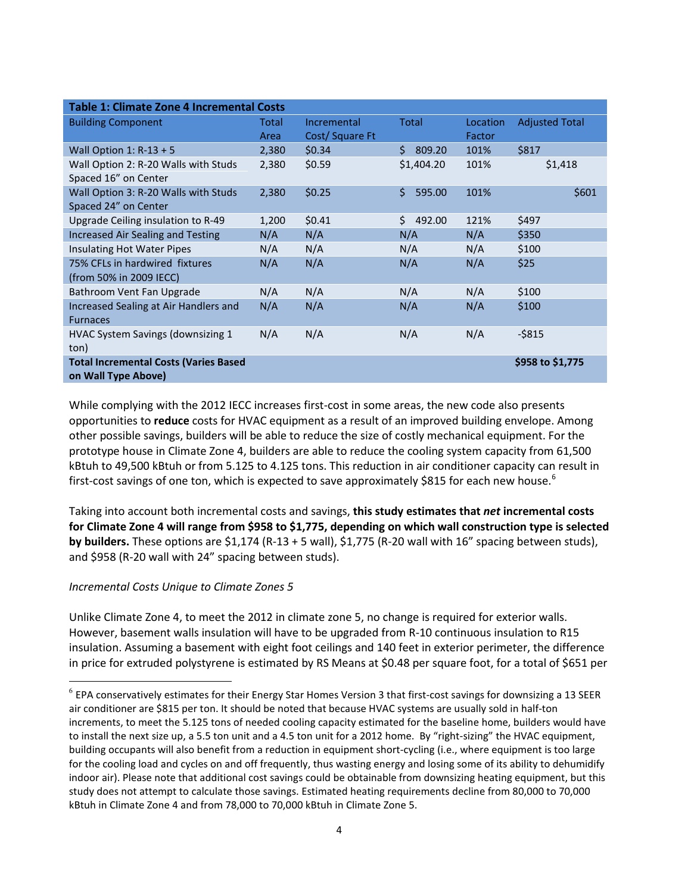| Table 1: Climate Zone 4 Incremental Costs | | | | | |
|---|---|---|---|---|---|
| Building Component | Total Area | Incremental Cost/ Square Ft | Total | Location Factor | Adjusted Total |
| Wall Option 1: R-13 + 5 | 2,380 | $0.34 | $ 809.20 | 101% | $817 |
| Wall Option 2: R-20 Walls with Studs Spaced 16" on Center | 2,380 | $0.59 | $1,404.20 | 101% | $1,418 |
| Wall Option 3: R-20 Walls with Studs Spaced 24" on Center | 2,380 | $0.25 | $ 595.00 | 101% | $601 |
| Upgrade Ceiling insulation to R-49 | 1,200 | $0.41 | $ 492.00 | 121% | $497 |
| Increased Air Sealing and Testing | N/A | N/A | N/A | N/A | $350 |
| Insulating Hot Water Pipes | N/A | N/A | N/A | N/A | $100 |
| 75% CFLs in hardwired fixtures (from 50% in 2009 IECC) | N/A | N/A | N/A | N/A | $25 |
| Bathroom Vent Fan Upgrade | N/A | N/A | N/A | N/A | $100 |
| Increased Sealing at Air Handlers and Furnaces | N/A | N/A | N/A | N/A | $100 |
| HVAC System Savings (downsizing 1 ton) | N/A | N/A | N/A | N/A | -$815 |
| **Total Incremental Costs (Varies Based on Wall Type Above)** | | | | | **$958 to $1,775** |

While complying with the 2012 IECC increases first-cost in some areas, the new code also presents opportunities to **reduce** costs for HVAC equipment as a result of an improved building envelope. Among other possible savings, builders will be able to reduce the size of costly mechanical equipment. For the prototype house in Climate Zone 4, builders are able to reduce the cooling system capacity from 61,500 kBtuh to 49,500 kBtuh or from 5.125 to 4.125 tons. This reduction in air conditioner capacity can result in first-cost savings of one ton, which is expected to save approximately $815 for each new house.[6]

Taking into account both incremental costs and savings, **this study estimates that *net* incremental costs for Climate Zone 4 will range from $958 to $1,775, depending on which wall construction type is selected by builders.** These options are $1,174 (R-13 + 5 wall), $1,775 (R-20 wall with 16" spacing between studs), and $958 (R-20 wall with 24" spacing between studs).

*Incremental Costs Unique to Climate Zones 5*

Unlike Climate Zone 4, to meet the 2012 in climate zone 5, no change is required for exterior walls. However, basement walls insulation will have to be upgraded from R-10 continuous insulation to R15 insulation. Assuming a basement with eight foot ceilings and 140 feet in exterior perimeter, the difference in price for extruded polystyrene is estimated by RS Means at $0.48 per square foot, for a total of $651 per

[6] EPA conservatively estimates for their Energy Star Homes Version 3 that first-cost savings for downsizing a 13 SEER air conditioner are $815 per ton. It should be noted that because HVAC systems are usually sold in half-ton increments, to meet the 5.125 tons of needed cooling capacity estimated for the baseline home, builders would have to install the next size up, a 5.5 ton unit and a 4.5 ton unit for a 2012 home. By "right-sizing" the HVAC equipment, building occupants will also benefit from a reduction in equipment short-cycling (i.e., where equipment is too large for the cooling load and cycles on and off frequently, thus wasting energy and losing some of its ability to dehumidify indoor air). Please note that additional cost savings could be obtainable from downsizing heating equipment, but this study does not attempt to calculate those savings. Estimated heating requirements decline from 80,000 to 70,000 kBtuh in Climate Zone 4 and from 78,000 to 70,000 kBtuh in Climate Zone 5.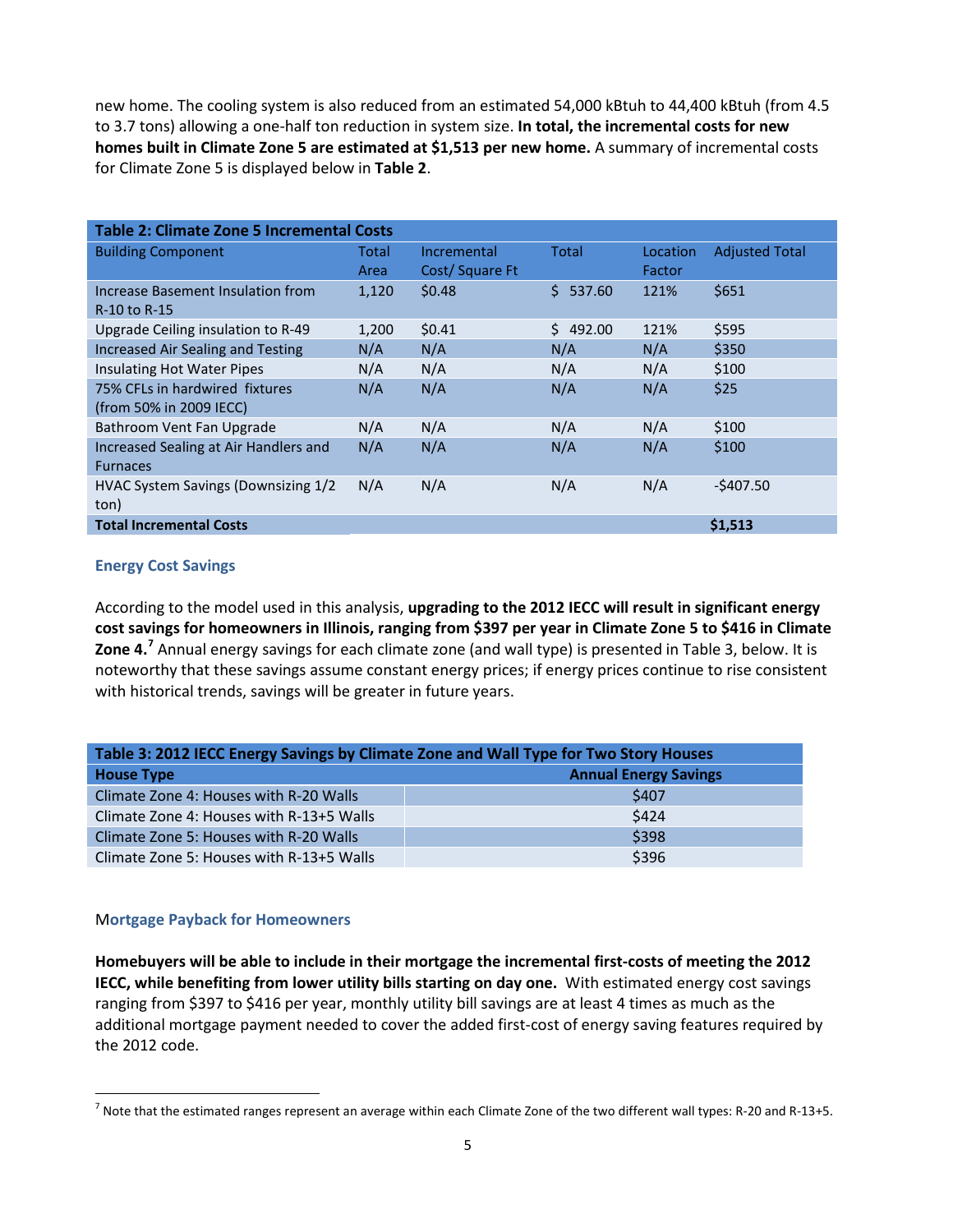new home. The cooling system is also reduced from an estimated 54,000 kBtuh to 44,400 kBtuh (from 4.5 to 3.7 tons) allowing a one-half ton reduction in system size. **In total, the incremental costs for new homes built in Climate Zone 5 are estimated at $1,513 per new home.** A summary of incremental costs for Climate Zone 5 is displayed below in **Table 2**.

| **Table 2: Climate Zone 5 Incremental Costs** | | | | | |
|---|---|---|---|---|---|
| Building Component | Total Area | Incremental Cost/ Square Ft | Total | Location Factor | Adjusted Total |
| Increase Basement Insulation from R-10 to R-15 | 1,120 | $0.48 | $ 537.60 | 121% | $651 |
| Upgrade Ceiling insulation to R-49 | 1,200 | $0.41 | $ 492.00 | 121% | $595 |
| Increased Air Sealing and Testing | N/A | N/A | N/A | N/A | $350 |
| Insulating Hot Water Pipes | N/A | N/A | N/A | N/A | $100 |
| 75% CFLs in hardwired fixtures (from 50% in 2009 IECC) | N/A | N/A | N/A | N/A | $25 |
| Bathroom Vent Fan Upgrade | N/A | N/A | N/A | N/A | $100 |
| Increased Sealing at Air Handlers and Furnaces | N/A | N/A | N/A | N/A | $100 |
| HVAC System Savings (Downsizing 1/2 ton) | N/A | N/A | N/A | N/A | -$407.50 |
| **Total Incremental Costs** | | | | | **$1,513** |

### Energy Cost Savings

According to the model used in this analysis, **upgrading to the 2012 IECC will result in significant energy cost savings for homeowners in Illinois, ranging from $397 per year in Climate Zone 5 to $416 in Climate Zone 4.**[7] Annual energy savings for each climate zone (and wall type) is presented in Table 3, below. It is noteworthy that these savings assume constant energy prices; if energy prices continue to rise consistent with historical trends, savings will be greater in future years.

| **Table 3: 2012 IECC Energy Savings by Climate Zone and Wall Type for Two Story Houses** | |
|---|---|
| **House Type** | **Annual Energy Savings** |
| Climate Zone 4: Houses with R-20 Walls | $407 |
| Climate Zone 4: Houses with R-13+5 Walls | $424 |
| Climate Zone 5: Houses with R-20 Walls | $398 |
| Climate Zone 5: Houses with R-13+5 Walls | $396 |

### Mortgage Payback for Homeowners

**Homebuyers will be able to include in their mortgage the incremental first-costs of meeting the 2012 IECC, while benefiting from lower utility bills starting on day one.** With estimated energy cost savings ranging from $397 to $416 per year, monthly utility bill savings are at least 4 times as much as the additional mortgage payment needed to cover the added first-cost of energy saving features required by the 2012 code.

---

[7] Note that the estimated ranges represent an average within each Climate Zone of the two different wall types: R-20 and R-13+5.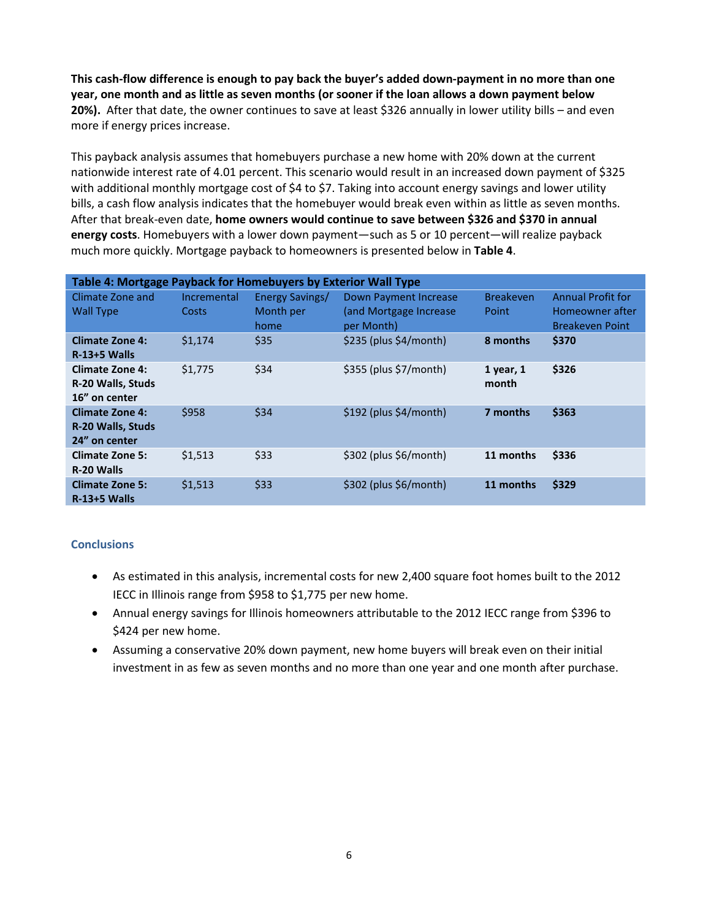**This cash-flow difference is enough to pay back the buyer's added down-payment in no more than one year, one month and as little as seven months (or sooner if the loan allows a down payment below 20%).** After that date, the owner continues to save at least $326 annually in lower utility bills – and even more if energy prices increase.

This payback analysis assumes that homebuyers purchase a new home with 20% down at the current nationwide interest rate of 4.01 percent. This scenario would result in an increased down payment of $325 with additional monthly mortgage cost of $4 to $7. Taking into account energy savings and lower utility bills, a cash flow analysis indicates that the homebuyer would break even within as little as seven months. After that break-even date, **home owners would continue to save between $326 and $370 in annual energy costs**. Homebuyers with a lower down payment—such as 5 or 10 percent—will realize payback much more quickly. Mortgage payback to homeowners is presented below in **Table 4**.

**Table 4: Mortgage Payback for Homebuyers by Exterior Wall Type**

| Climate Zone and Wall Type | Incremental Costs | Energy Savings/ Month per home | Down Payment Increase (and Mortgage Increase per Month) | Breakeven Point | Annual Profit for Homeowner after Breakeven Point |
|---|---|---|---|---|---|
| **Climate Zone 4: R-13+5 Walls** | $1,174 | $35 | $235 (plus $4/month) | **8 months** | **$370** |
| **Climate Zone 4: R-20 Walls, Studs 16" on center** | $1,775 | $34 | $355 (plus $7/month) | **1 year, 1 month** | **$326** |
| **Climate Zone 4: R-20 Walls, Studs 24" on center** | $958 | $34 | $192 (plus $4/month) | **7 months** | **$363** |
| **Climate Zone 5: R-20 Walls** | $1,513 | $33 | $302 (plus $6/month) | **11 months** | **$336** |
| **Climate Zone 5: R-13+5 Walls** | $1,513 | $33 | $302 (plus $6/month) | **11 months** | **$329** |

### Conclusions

- As estimated in this analysis, incremental costs for new 2,400 square foot homes built to the 2012 IECC in Illinois range from $958 to $1,775 per new home.
- Annual energy savings for Illinois homeowners attributable to the 2012 IECC range from $396 to $424 per new home.
- Assuming a conservative 20% down payment, new home buyers will break even on their initial investment in as few as seven months and no more than one year and one month after purchase.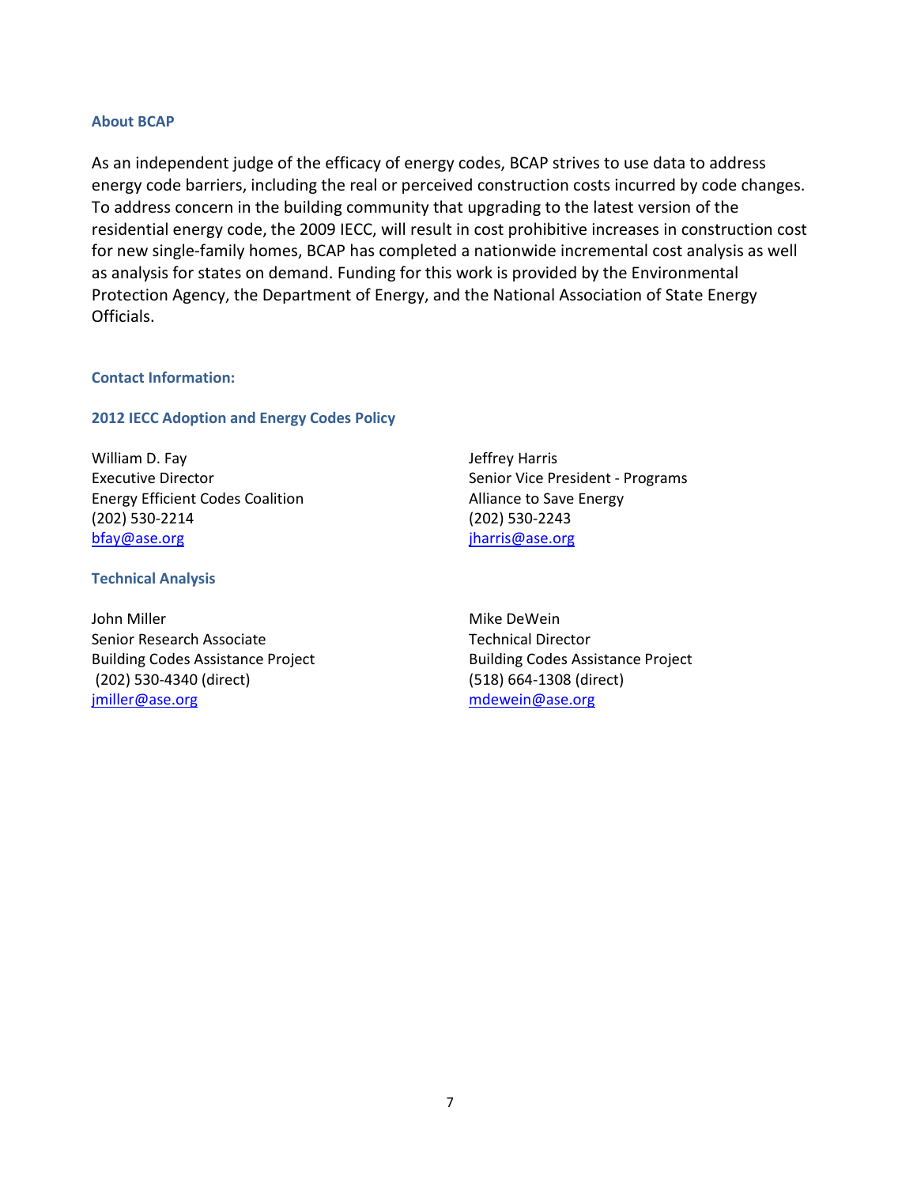### About BCAP

As an independent judge of the efficacy of energy codes, BCAP strives to use data to address energy code barriers, including the real or perceived construction costs incurred by code changes. To address concern in the building community that upgrading to the latest version of the residential energy code, the 2009 IECC, will result in cost prohibitive increases in construction cost for new single-family homes, BCAP has completed a nationwide incremental cost analysis as well as analysis for states on demand. Funding for this work is provided by the Environmental Protection Agency, the Department of Energy, and the National Association of State Energy Officials.

### Contact Information:

### 2012 IECC Adoption and Energy Codes Policy

William D. Fay
Executive Director
Energy Efficient Codes Coalition
(202) 530-2214
bfay@ase.org

Jeffrey Harris
Senior Vice President - Programs
Alliance to Save Energy
(202) 530-2243
jharris@ase.org

### Technical Analysis

John Miller
Senior Research Associate
Building Codes Assistance Project
(202) 530-4340 (direct)
jmiller@ase.org

Mike DeWein
Technical Director
Building Codes Assistance Project
(518) 664-1308 (direct)
mdewein@ase.org